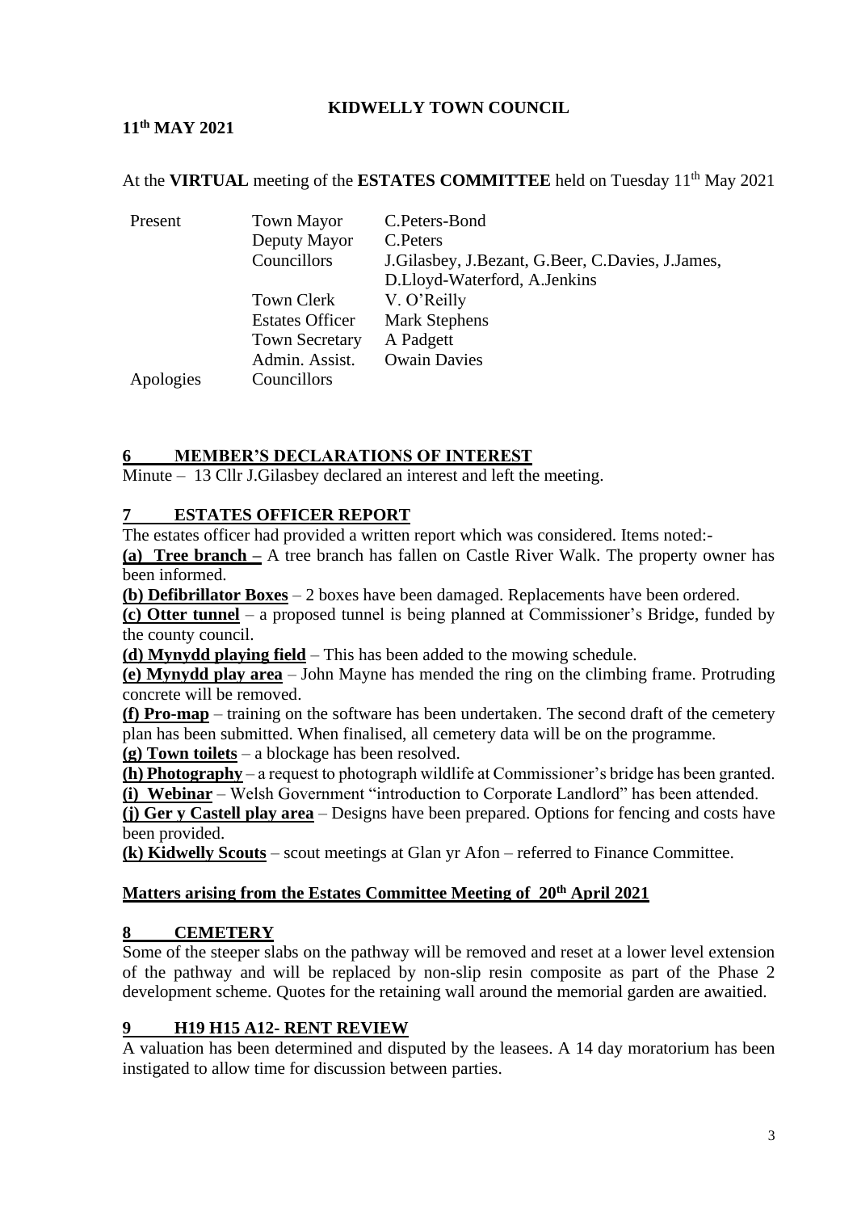**KIDWELLY TOWN COUNCIL**

**11th MAY 2021**

At the **VIRTUAL** meeting of the **ESTATES COMMITTEE** held on Tuesday 11th May 2021

| | | |
|---|---|---|
| Present | Town Mayor | C.Peters-Bond |
| | Deputy Mayor | C.Peters |
| | Councillors | J.Gilasbey, J.Bezant, G.Beer, C.Davies, J.James, D.Lloyd-Waterford, A.Jenkins |
| | Town Clerk | V. O'Reilly |
| | Estates Officer | Mark Stephens |
| | Town Secretary | A Padgett |
| | Admin. Assist. | Owain Davies |
| Apologies | Councillors | |

## 6 MEMBER'S DECLARATIONS OF INTEREST

Minute – 13 Cllr J.Gilasbey declared an interest and left the meeting.

## 7 ESTATES OFFICER REPORT

The estates officer had provided a written report which was considered. Items noted:-

**(a) Tree branch –** A tree branch has fallen on Castle River Walk. The property owner has been informed.

**(b) Defibrillator Boxes** – 2 boxes have been damaged. Replacements have been ordered.

**(c) Otter tunnel** – a proposed tunnel is being planned at Commissioner's Bridge, funded by the county council.

**(d) Mynydd playing field** – This has been added to the mowing schedule.

**(e) Mynydd play area** – John Mayne has mended the ring on the climbing frame. Protruding concrete will be removed.

**(f) Pro-map** – training on the software has been undertaken. The second draft of the cemetery plan has been submitted. When finalised, all cemetery data will be on the programme.

**(g) Town toilets** – a blockage has been resolved.

**(h) Photography** – a request to photograph wildlife at Commissioner's bridge has been granted.

**(i) Webinar** – Welsh Government "introduction to Corporate Landlord" has been attended.

**(j) Ger y Castell play area** – Designs have been prepared. Options for fencing and costs have been provided.

**(k) Kidwelly Scouts** – scout meetings at Glan yr Afon – referred to Finance Committee.

## Matters arising from the Estates Committee Meeting of 20th April 2021

## 8 CEMETERY

Some of the steeper slabs on the pathway will be removed and reset at a lower level extension of the pathway and will be replaced by non-slip resin composite as part of the Phase 2 development scheme. Quotes for the retaining wall around the memorial garden are awaitied.

## 9 H19 H15 A12- RENT REVIEW

A valuation has been determined and disputed by the leasees. A 14 day moratorium has been instigated to allow time for discussion between parties.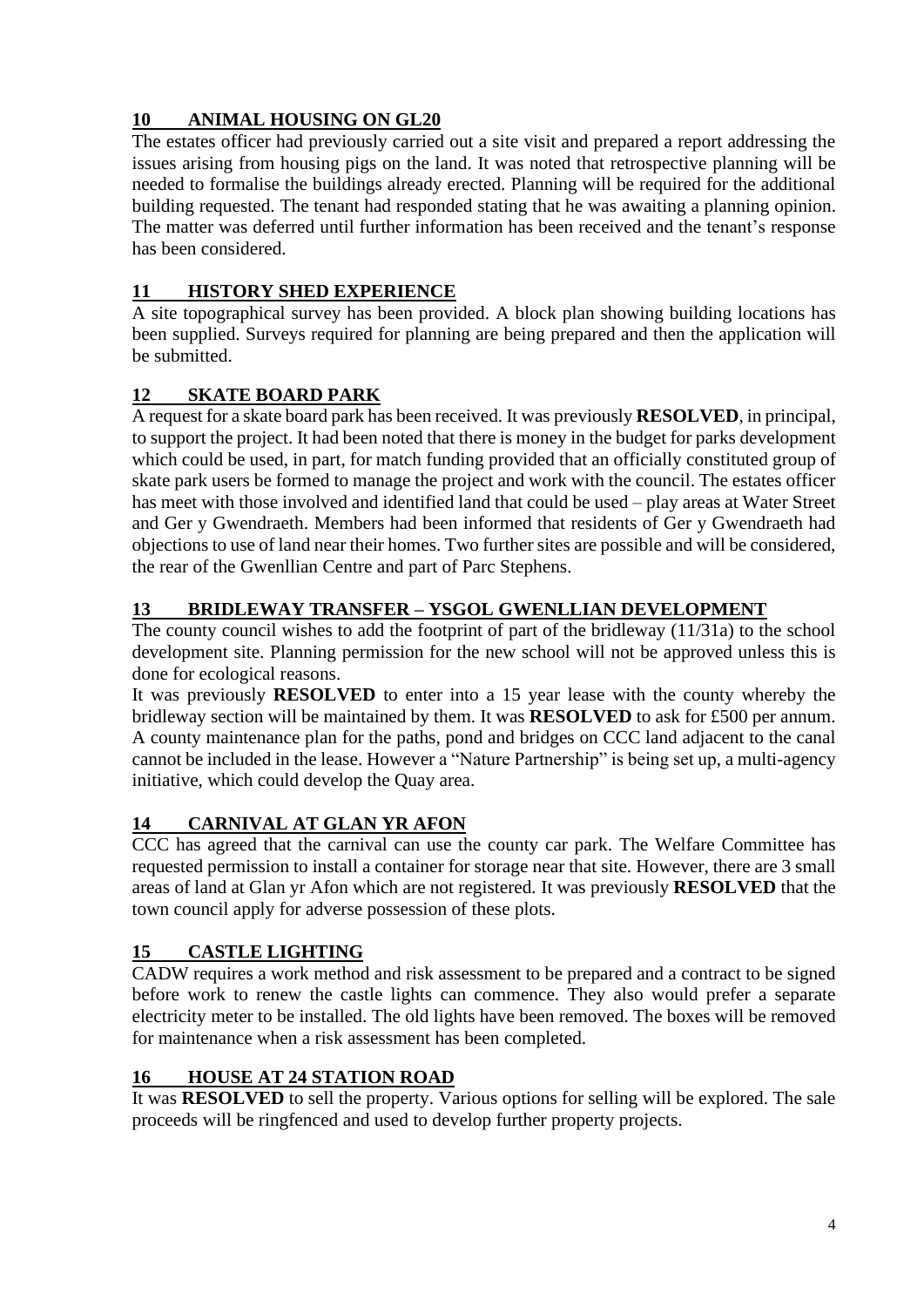## 10 ANIMAL HOUSING ON GL20

The estates officer had previously carried out a site visit and prepared a report addressing the issues arising from housing pigs on the land. It was noted that retrospective planning will be needed to formalise the buildings already erected. Planning will be required for the additional building requested. The tenant had responded stating that he was awaiting a planning opinion. The matter was deferred until further information has been received and the tenant's response has been considered.

## 11 HISTORY SHED EXPERIENCE

A site topographical survey has been provided. A block plan showing building locations has been supplied. Surveys required for planning are being prepared and then the application will be submitted.

## 12 SKATE BOARD PARK

A request for a skate board park has been received. It was previously **RESOLVED**, in principal, to support the project. It had been noted that there is money in the budget for parks development which could be used, in part, for match funding provided that an officially constituted group of skate park users be formed to manage the project and work with the council. The estates officer has meet with those involved and identified land that could be used – play areas at Water Street and Ger y Gwendraeth. Members had been informed that residents of Ger y Gwendraeth had objections to use of land near their homes. Two further sites are possible and will be considered, the rear of the Gwenllian Centre and part of Parc Stephens.

## 13 BRIDLEWAY TRANSFER – YSGOL GWENLLIAN DEVELOPMENT

The county council wishes to add the footprint of part of the bridleway (11/31a) to the school development site. Planning permission for the new school will not be approved unless this is done for ecological reasons.

It was previously **RESOLVED** to enter into a 15 year lease with the county whereby the bridleway section will be maintained by them. It was **RESOLVED** to ask for £500 per annum. A county maintenance plan for the paths, pond and bridges on CCC land adjacent to the canal cannot be included in the lease. However a "Nature Partnership" is being set up, a multi-agency initiative, which could develop the Quay area.

## 14 CARNIVAL AT GLAN YR AFON

CCC has agreed that the carnival can use the county car park. The Welfare Committee has requested permission to install a container for storage near that site. However, there are 3 small areas of land at Glan yr Afon which are not registered. It was previously **RESOLVED** that the town council apply for adverse possession of these plots.

## 15 CASTLE LIGHTING

CADW requires a work method and risk assessment to be prepared and a contract to be signed before work to renew the castle lights can commence. They also would prefer a separate electricity meter to be installed. The old lights have been removed. The boxes will be removed for maintenance when a risk assessment has been completed.

## 16 HOUSE AT 24 STATION ROAD

It was **RESOLVED** to sell the property. Various options for selling will be explored. The sale proceeds will be ringfenced and used to develop further property projects.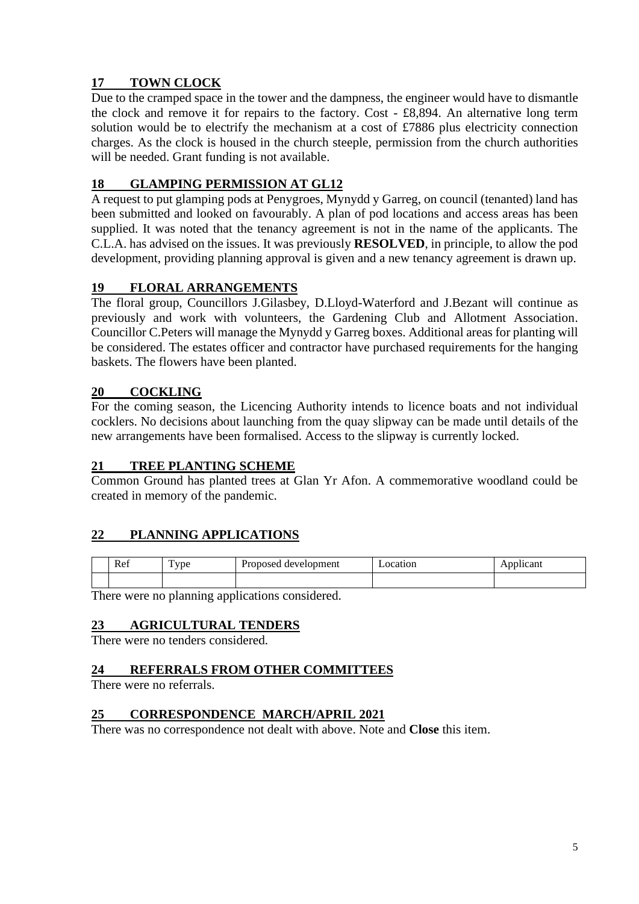## 17 TOWN CLOCK

Due to the cramped space in the tower and the dampness, the engineer would have to dismantle the clock and remove it for repairs to the factory. Cost - £8,894. An alternative long term solution would be to electrify the mechanism at a cost of £7886 plus electricity connection charges. As the clock is housed in the church steeple, permission from the church authorities will be needed. Grant funding is not available.

## 18 GLAMPING PERMISSION AT GL12

A request to put glamping pods at Penygroes, Mynydd y Garreg, on council (tenanted) land has been submitted and looked on favourably. A plan of pod locations and access areas has been supplied. It was noted that the tenancy agreement is not in the name of the applicants. The C.L.A. has advised on the issues. It was previously **RESOLVED**, in principle, to allow the pod development, providing planning approval is given and a new tenancy agreement is drawn up.

## 19 FLORAL ARRANGEMENTS

The floral group, Councillors J.Gilasbey, D.Lloyd-Waterford and J.Bezant will continue as previously and work with volunteers, the Gardening Club and Allotment Association. Councillor C.Peters will manage the Mynydd y Garreg boxes. Additional areas for planting will be considered. The estates officer and contractor have purchased requirements for the hanging baskets. The flowers have been planted.

## 20 COCKLING

For the coming season, the Licencing Authority intends to licence boats and not individual cocklers. No decisions about launching from the quay slipway can be made until details of the new arrangements have been formalised. Access to the slipway is currently locked.

## 21 TREE PLANTING SCHEME

Common Ground has planted trees at Glan Yr Afon. A commemorative woodland could be created in memory of the pandemic.

## 22 PLANNING APPLICATIONS

| | Ref | Type | Proposed development | Location | Applicant |
|---|---|---|---|---|---|
| | | | | | |

There were no planning applications considered.

## 23 AGRICULTURAL TENDERS

There were no tenders considered.

## 24 REFERRALS FROM OTHER COMMITTEES

There were no referrals.

## 25 CORRESPONDENCE MARCH/APRIL 2021

There was no correspondence not dealt with above. Note and **Close** this item.